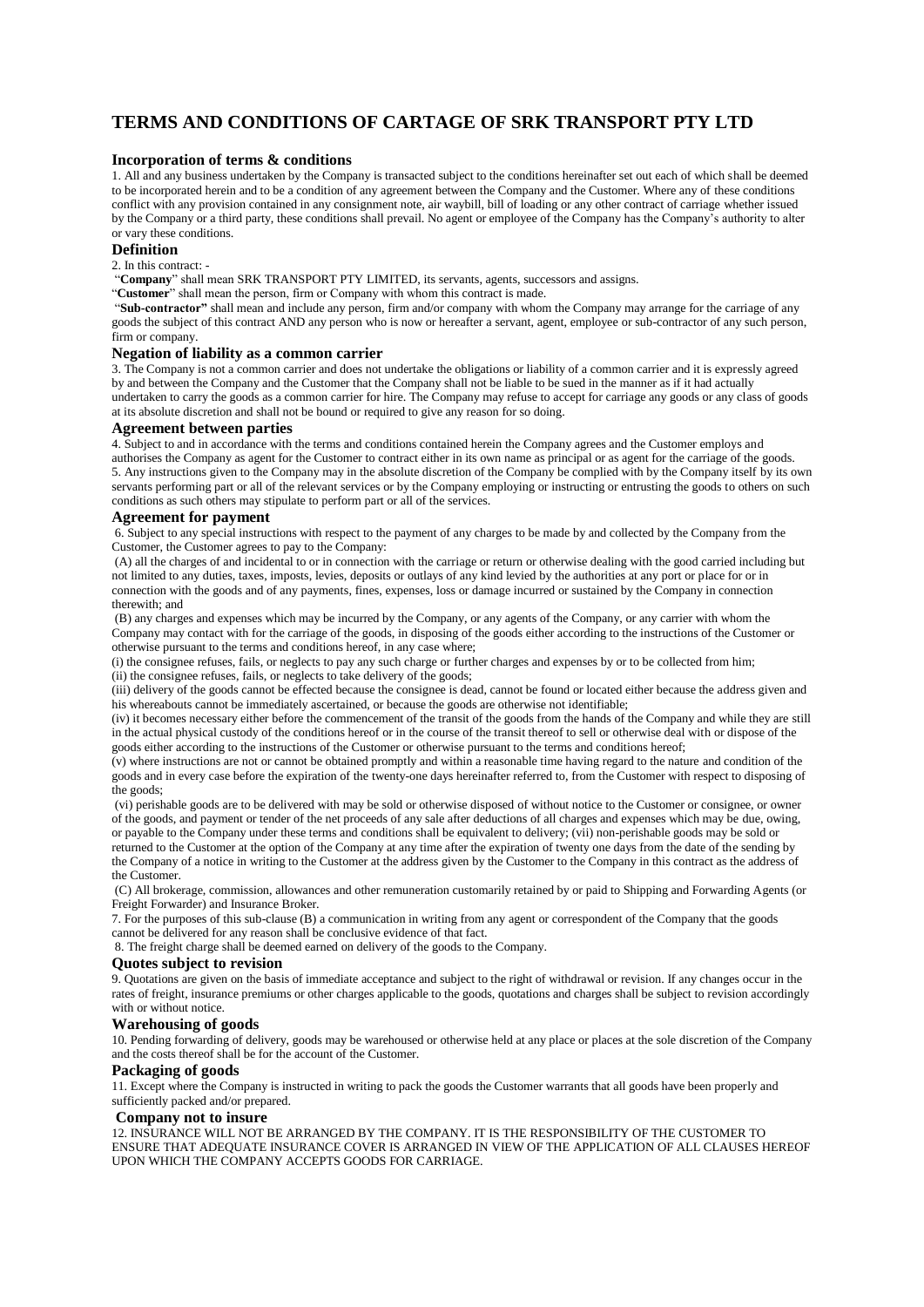# TERMS AND CONDITIONS OF CARTAGE OF SRK TRANSPORT PTY LTD

### Incorporation of terms & conditions

1. All and any business undertaken by the Company is transacted subject to the conditions hereinafter set out each of which shall be deemed to be incorporated herein and to be a condition of any agreement between the Company and the Customer. Where any of these conditions conflict with any provision contained in any consignment note, air waybill, bill of loading or any other contract of carriage whether issued by the Company or a third party, these conditions shall prevail. No agent or employee of the Company has the Company's authority to alter or vary these conditions.

### Definition

2. In this contract: -

"**Company**" shall mean SRK TRANSPORT PTY LIMITED, its servants, agents, successors and assigns.

"**Customer**" shall mean the person, firm or Company with whom this contract is made.

"**Sub-contractor"** shall mean and include any person, firm and/or company with whom the Company may arrange for the carriage of any goods the subject of this contract AND any person who is now or hereafter a servant, agent, employee or sub-contractor of any such person, firm or company.

### Negation of liability as a common carrier

3. The Company is not a common carrier and does not undertake the obligations or liability of a common carrier and it is expressly agreed by and between the Company and the Customer that the Company shall not be liable to be sued in the manner as if it had actually undertaken to carry the goods as a common carrier for hire. The Company may refuse to accept for carriage any goods or any class of goods at its absolute discretion and shall not be bound or required to give any reason for so doing.

### Agreement between parties

4. Subject to and in accordance with the terms and conditions contained herein the Company agrees and the Customer employs and authorises the Company as agent for the Customer to contract either in its own name as principal or as agent for the carriage of the goods.

5. Any instructions given to the Company may in the absolute discretion of the Company be complied with by the Company itself by its own servants performing part or all of the relevant services or by the Company employing or instructing or entrusting the goods to others on such conditions as such others may stipulate to perform part or all of the services.

### Agreement for payment

6. Subject to any special instructions with respect to the payment of any charges to be made by and collected by the Company from the Customer, the Customer agrees to pay to the Company:

(A) all the charges of and incidental to or in connection with the carriage or return or otherwise dealing with the good carried including but not limited to any duties, taxes, imposts, levies, deposits or outlays of any kind levied by the authorities at any port or place for or in connection with the goods and of any payments, fines, expenses, loss or damage incurred or sustained by the Company in connection therewith; and

(B) any charges and expenses which may be incurred by the Company, or any agents of the Company, or any carrier with whom the Company may contact with for the carriage of the goods, in disposing of the goods either according to the instructions of the Customer or otherwise pursuant to the terms and conditions hereof, in any case where;

(i) the consignee refuses, fails, or neglects to pay any such charge or further charges and expenses by or to be collected from him;

(ii) the consignee refuses, fails, or neglects to take delivery of the goods;

(iii) delivery of the goods cannot be effected because the consignee is dead, cannot be found or located either because the address given and his whereabouts cannot be immediately ascertained, or because the goods are otherwise not identifiable;

(iv) it becomes necessary either before the commencement of the transit of the goods from the hands of the Company and while they are still in the actual physical custody of the conditions hereof or in the course of the transit thereof to sell or otherwise deal with or dispose of the goods either according to the instructions of the Customer or otherwise pursuant to the terms and conditions hereof;

(v) where instructions are not or cannot be obtained promptly and within a reasonable time having regard to the nature and condition of the goods and in every case before the expiration of the twenty-one days hereinafter referred to, from the Customer with respect to disposing of the goods;

(vi) perishable goods are to be delivered with may be sold or otherwise disposed of without notice to the Customer or consignee, or owner of the goods, and payment or tender of the net proceeds of any sale after deductions of all charges and expenses which may be due, owing, or payable to the Company under these terms and conditions shall be equivalent to delivery; (vii) non-perishable goods may be sold or returned to the Customer at the option of the Company at any time after the expiration of twenty one days from the date of the sending by the Company of a notice in writing to the Customer at the address given by the Customer to the Company in this contract as the address of the Customer.

(C) All brokerage, commission, allowances and other remuneration customarily retained by or paid to Shipping and Forwarding Agents (or Freight Forwarder) and Insurance Broker.

7. For the purposes of this sub-clause (B) a communication in writing from any agent or correspondent of the Company that the goods cannot be delivered for any reason shall be conclusive evidence of that fact.

8. The freight charge shall be deemed earned on delivery of the goods to the Company.

### Quotes subject to revision

9. Quotations are given on the basis of immediate acceptance and subject to the right of withdrawal or revision. If any changes occur in the rates of freight, insurance premiums or other charges applicable to the goods, quotations and charges shall be subject to revision accordingly with or without notice.

### Warehousing of goods

10. Pending forwarding of delivery, goods may be warehoused or otherwise held at any place or places at the sole discretion of the Company and the costs thereof shall be for the account of the Customer.

### Packaging of goods

11. Except where the Company is instructed in writing to pack the goods the Customer warrants that all goods have been properly and sufficiently packed and/or prepared.

### Company not to insure

12. INSURANCE WILL NOT BE ARRANGED BY THE COMPANY. IT IS THE RESPONSIBILITY OF THE CUSTOMER TO ENSURE THAT ADEQUATE INSURANCE COVER IS ARRANGED IN VIEW OF THE APPLICATION OF ALL CLAUSES HEREOF UPON WHICH THE COMPANY ACCEPTS GOODS FOR CARRIAGE.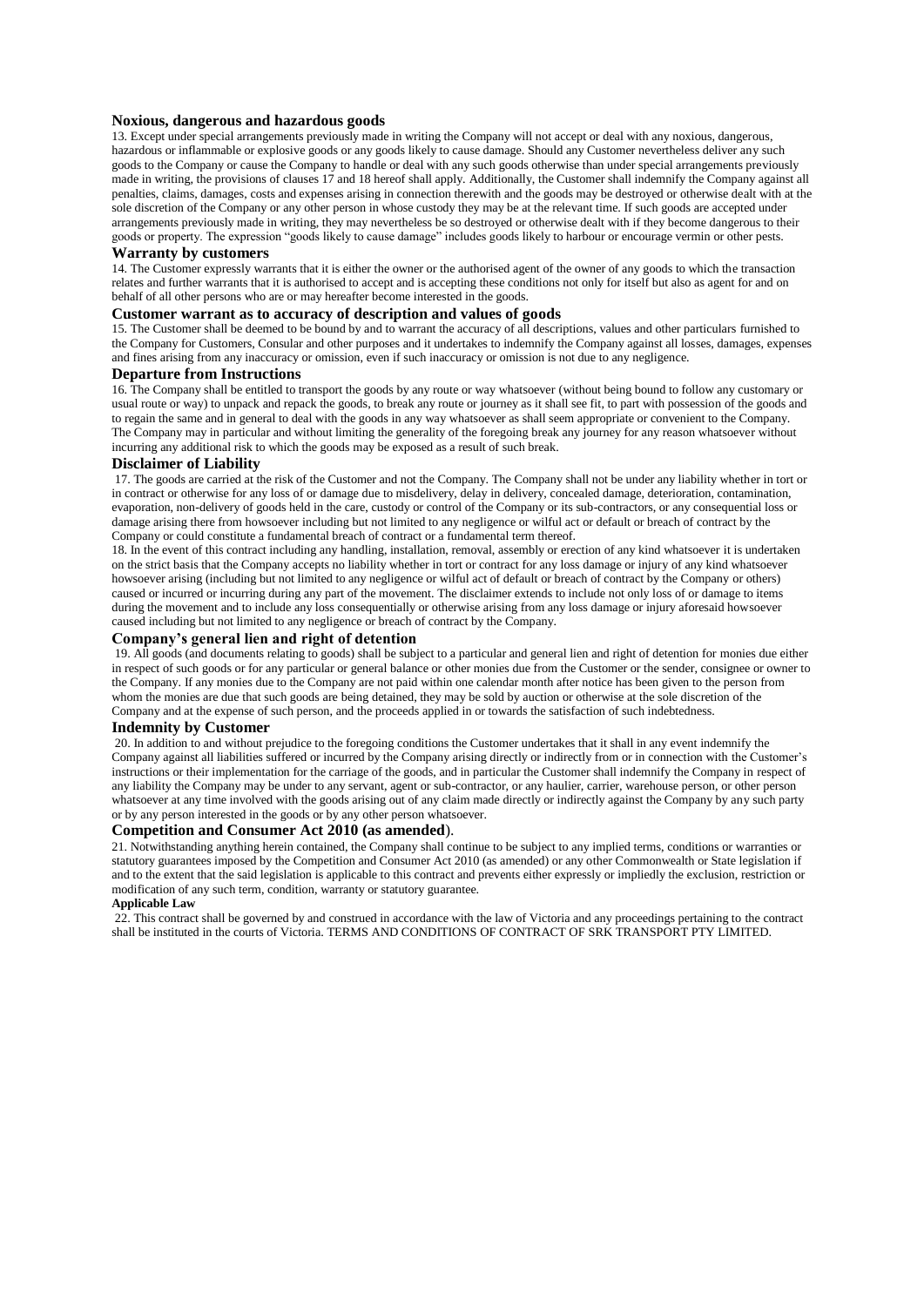### Noxious, dangerous and hazardous goods

13. Except under special arrangements previously made in writing the Company will not accept or deal with any noxious, dangerous, hazardous or inflammable or explosive goods or any goods likely to cause damage. Should any Customer nevertheless deliver any such goods to the Company or cause the Company to handle or deal with any such goods otherwise than under special arrangements previously made in writing, the provisions of clauses 17 and 18 hereof shall apply. Additionally, the Customer shall indemnify the Company against all penalties, claims, damages, costs and expenses arising in connection therewith and the goods may be destroyed or otherwise dealt with at the sole discretion of the Company or any other person in whose custody they may be at the relevant time. If such goods are accepted under arrangements previously made in writing, they may nevertheless be so destroyed or otherwise dealt with if they become dangerous to their goods or property. The expression "goods likely to cause damage" includes goods likely to harbour or encourage vermin or other pests.

### Warranty by customers

14. The Customer expressly warrants that it is either the owner or the authorised agent of the owner of any goods to which the transaction relates and further warrants that it is authorised to accept and is accepting these conditions not only for itself but also as agent for and on behalf of all other persons who are or may hereafter become interested in the goods.

### Customer warrant as to accuracy of description and values of goods

15. The Customer shall be deemed to be bound by and to warrant the accuracy of all descriptions, values and other particulars furnished to the Company for Customers, Consular and other purposes and it undertakes to indemnify the Company against all losses, damages, expenses and fines arising from any inaccuracy or omission, even if such inaccuracy or omission is not due to any negligence.

### Departure from Instructions

16. The Company shall be entitled to transport the goods by any route or way whatsoever (without being bound to follow any customary or usual route or way) to unpack and repack the goods, to break any route or journey as it shall see fit, to part with possession of the goods and to regain the same and in general to deal with the goods in any way whatsoever as shall seem appropriate or convenient to the Company. The Company may in particular and without limiting the generality of the foregoing break any journey for any reason whatsoever without incurring any additional risk to which the goods may be exposed as a result of such break.

### Disclaimer of Liability

17. The goods are carried at the risk of the Customer and not the Company. The Company shall not be under any liability whether in tort or in contract or otherwise for any loss of or damage due to misdelivery, delay in delivery, concealed damage, deterioration, contamination, evaporation, non-delivery of goods held in the care, custody or control of the Company or its sub-contractors, or any consequential loss or damage arising there from howsoever including but not limited to any negligence or wilful act or default or breach of contract by the Company or could constitute a fundamental breach of contract or a fundamental term thereof.

18. In the event of this contract including any handling, installation, removal, assembly or erection of any kind whatsoever it is undertaken on the strict basis that the Company accepts no liability whether in tort or contract for any loss damage or injury of any kind whatsoever howsoever arising (including but not limited to any negligence or wilful act of default or breach of contract by the Company or others) caused or incurred or incurring during any part of the movement. The disclaimer extends to include not only loss of or damage to items during the movement and to include any loss consequentially or otherwise arising from any loss damage or injury aforesaid howsoever caused including but not limited to any negligence or breach of contract by the Company.

### Company's general lien and right of detention

19. All goods (and documents relating to goods) shall be subject to a particular and general lien and right of detention for monies due either in respect of such goods or for any particular or general balance or other monies due from the Customer or the sender, consignee or owner to the Company. If any monies due to the Company are not paid within one calendar month after notice has been given to the person from whom the monies are due that such goods are being detained, they may be sold by auction or otherwise at the sole discretion of the Company and at the expense of such person, and the proceeds applied in or towards the satisfaction of such indebtedness.

### Indemnity by Customer

20. In addition to and without prejudice to the foregoing conditions the Customer undertakes that it shall in any event indemnify the Company against all liabilities suffered or incurred by the Company arising directly or indirectly from or in connection with the Customer's instructions or their implementation for the carriage of the goods, and in particular the Customer shall indemnify the Company in respect of any liability the Company may be under to any servant, agent or sub-contractor, or any haulier, carrier, warehouse person, or other person whatsoever at any time involved with the goods arising out of any claim made directly or indirectly against the Company by any such party or by any person interested in the goods or by any other person whatsoever.

### Competition and Consumer Act 2010 (as amended).

21. Notwithstanding anything herein contained, the Company shall continue to be subject to any implied terms, conditions or warranties or statutory guarantees imposed by the Competition and Consumer Act 2010 (as amended) or any other Commonwealth or State legislation if and to the extent that the said legislation is applicable to this contract and prevents either expressly or impliedly the exclusion, restriction or modification of any such term, condition, warranty or statutory guarantee.

#### Applicable Law

22. This contract shall be governed by and construed in accordance with the law of Victoria and any proceedings pertaining to the contract shall be instituted in the courts of Victoria. TERMS AND CONDITIONS OF CONTRACT OF SRK TRANSPORT PTY LIMITED.